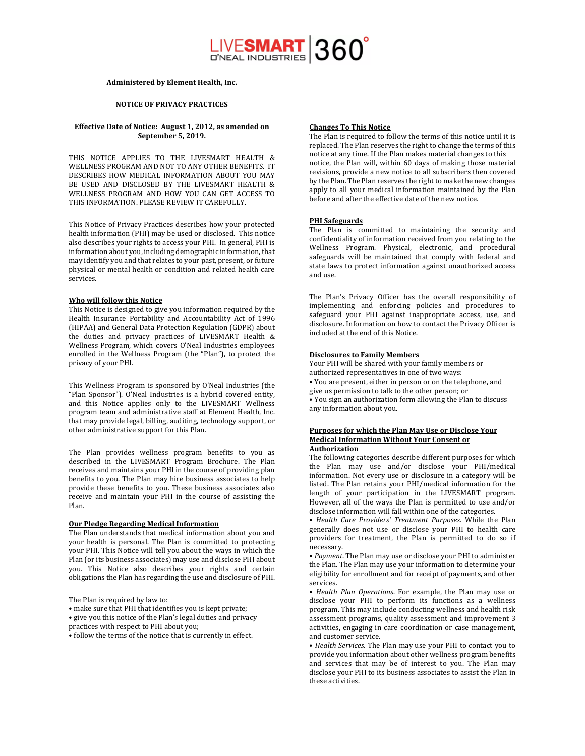LIVESMART O'NEAL INDUSTRIES | 360°

**Administered by Element Health, Inc.**

**NOTICE OF PRIVACY PRACTICES**

**Effective Date of Notice: August 1, 2012, as amended on September 5, 2019.**

THIS NOTICE APPLIES TO THE LIVESMART HEALTH & WELLNESS PROGRAM AND NOT TO ANY OTHER BENEFITS. IT DESCRIBES HOW MEDICAL INFORMATION ABOUT YOU MAY BE USED AND DISCLOSED BY THE LIVESMART HEALTH & WELLNESS PROGRAM AND HOW YOU CAN GET ACCESS TO THIS INFORMATION. PLEASE REVIEW IT CAREFULLY.

This Notice of Privacy Practices describes how your protected health information (PHI) may be used or disclosed. This notice also describes your rights to access your PHI. In general, PHI is information about you, including demographic information, that may identify you and that relates to your past, present, or future physical or mental health or condition and related health care services.

**Who will follow this Notice**

This Notice is designed to give you information required by the Health Insurance Portability and Accountability Act of 1996 (HIPAA) and General Data Protection Regulation (GDPR) about the duties and privacy practices of LIVESMART Health & Wellness Program, which covers O'Neal Industries employees enrolled in the Wellness Program (the "Plan"), to protect the privacy of your PHI.

This Wellness Program is sponsored by O'Neal Industries (the "Plan Sponsor"). O'Neal Industries is a hybrid covered entity, and this Notice applies only to the LIVESMART Wellness program team and administrative staff at Element Health, Inc. that may provide legal, billing, auditing, technology support, or other administrative support for this Plan.

The Plan provides wellness program benefits to you as described in the LIVESMART Program Brochure. The Plan receives and maintains your PHI in the course of providing plan benefits to you. The Plan may hire business associates to help provide these benefits to you. These business associates also receive and maintain your PHI in the course of assisting the Plan.

**Our Pledge Regarding Medical Information**

The Plan understands that medical information about you and your health is personal. The Plan is committed to protecting your PHI. This Notice will tell you about the ways in which the Plan (or its business associates) may use and disclose PHI about you. This Notice also describes your rights and certain obligations the Plan has regarding the use and disclosure of PHI.

The Plan is required by law to:

- make sure that PHI that identifies you is kept private;
- give you this notice of the Plan's legal duties and privacy practices with respect to PHI about you;
- follow the terms of the notice that is currently in effect.

**Changes To This Notice**

The Plan is required to follow the terms of this notice until it is replaced. The Plan reserves the right to change the terms of this notice at any time. If the Plan makes material changes to this notice, the Plan will, within 60 days of making those material revisions, provide a new notice to all subscribers then covered by the Plan. The Plan reserves the right to make the new changes apply to all your medical information maintained by the Plan before and after the effective date of the new notice.

**PHI Safeguards**

The Plan is committed to maintaining the security and confidentiality of information received from you relating to the Wellness Program. Physical, electronic, and procedural safeguards will be maintained that comply with federal and state laws to protect information against unauthorized access and use.

The Plan's Privacy Officer has the overall responsibility of implementing and enforcing policies and procedures to safeguard your PHI against inappropriate access, use, and disclosure. Information on how to contact the Privacy Officer is included at the end of this Notice.

**Disclosures to Family Members**

Your PHI will be shared with your family members or authorized representatives in one of two ways:

- You are present, either in person or on the telephone, and give us permission to talk to the other person; or
- You sign an authorization form allowing the Plan to discuss any information about you.

**Purposes for which the Plan May Use or Disclose Your Medical Information Without Your Consent or Authorization**

The following categories describe different purposes for which the Plan may use and/or disclose your PHI/medical information. Not every use or disclosure in a category will be listed. The Plan retains your PHI/medical information for the length of your participation in the LIVESMART program. However, all of the ways the Plan is permitted to use and/or disclose information will fall within one of the categories.

- *Health Care Providers' Treatment Purposes*. While the Plan generally does not use or disclose your PHI to health care providers for treatment, the Plan is permitted to do so if necessary.
- *Payment*. The Plan may use or disclose your PHI to administer the Plan. The Plan may use your information to determine your eligibility for enrollment and for receipt of payments, and other services.
- *Health Plan Operations*. For example, the Plan may use or disclose your PHI to perform its functions as a wellness program. This may include conducting wellness and health risk assessment programs, quality assessment and improvement 3 activities, engaging in care coordination or case management, and customer service.
- *Health Services*. The Plan may use your PHI to contact you to provide you information about other wellness program benefits and services that may be of interest to you. The Plan may disclose your PHI to its business associates to assist the Plan in these activities.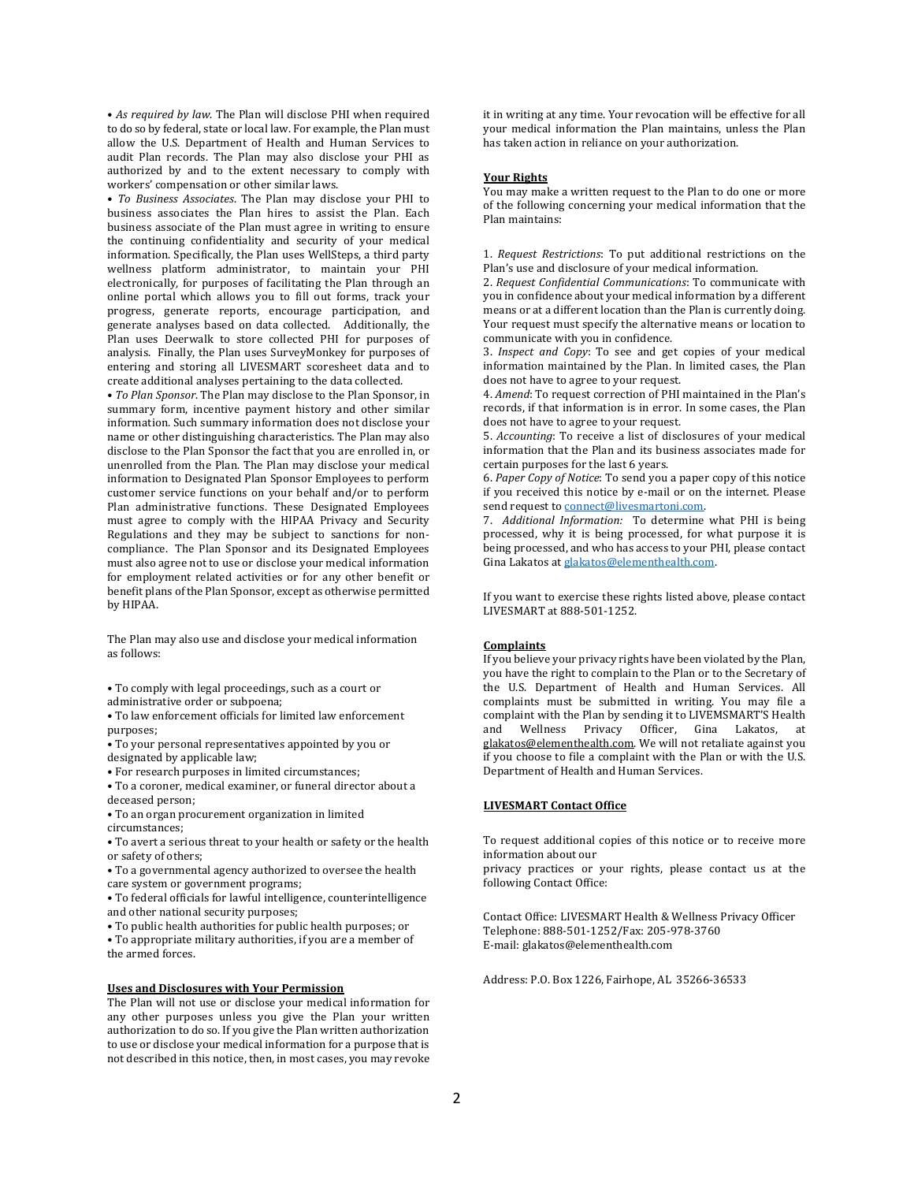• *As required by law.* The Plan will disclose PHI when required to do so by federal, state or local law. For example, the Plan must allow the U.S. Department of Health and Human Services to audit Plan records. The Plan may also disclose your PHI as authorized by and to the extent necessary to comply with workers' compensation or other similar laws.

• *To Business Associates*. The Plan may disclose your PHI to business associates the Plan hires to assist the Plan. Each business associate of the Plan must agree in writing to ensure the continuing confidentiality and security of your medical information. Specifically, the Plan uses WellSteps, a third party wellness platform administrator, to maintain your PHI electronically, for purposes of facilitating the Plan through an online portal which allows you to fill out forms, track your progress, generate reports, encourage participation, and generate analyses based on data collected. Additionally, the Plan uses Deerwalk to store collected PHI for purposes of analysis. Finally, the Plan uses SurveyMonkey for purposes of entering and storing all LIVESMART scoresheet data and to create additional analyses pertaining to the data collected.

• *To Plan Sponsor*. The Plan may disclose to the Plan Sponsor, in summary form, incentive payment history and other similar information. Such summary information does not disclose your name or other distinguishing characteristics. The Plan may also disclose to the Plan Sponsor the fact that you are enrolled in, or unenrolled from the Plan. The Plan may disclose your medical information to Designated Plan Sponsor Employees to perform customer service functions on your behalf and/or to perform Plan administrative functions. These Designated Employees must agree to comply with the HIPAA Privacy and Security Regulations and they may be subject to sanctions for non-compliance. The Plan Sponsor and its Designated Employees must also agree not to use or disclose your medical information for employment related activities or for any other benefit or benefit plans of the Plan Sponsor, except as otherwise permitted by HIPAA.

The Plan may also use and disclose your medical information as follows:

• To comply with legal proceedings, such as a court or administrative order or subpoena;
• To law enforcement officials for limited law enforcement purposes;
• To your personal representatives appointed by you or designated by applicable law;
• For research purposes in limited circumstances;
• To a coroner, medical examiner, or funeral director about a deceased person;
• To an organ procurement organization in limited circumstances;
• To avert a serious threat to your health or safety or the health or safety of others;
• To a governmental agency authorized to oversee the health care system or government programs;
• To federal officials for lawful intelligence, counterintelligence and other national security purposes;
• To public health authorities for public health purposes; or
• To appropriate military authorities, if you are a member of the armed forces.

## Uses and Disclosures with Your Permission

The Plan will not use or disclose your medical information for any other purposes unless you give the Plan your written authorization to do so. If you give the Plan written authorization to use or disclose your medical information for a purpose that is not described in this notice, then, in most cases, you may revoke it in writing at any time. Your revocation will be effective for all your medical information the Plan maintains, unless the Plan has taken action in reliance on your authorization.

## Your Rights

You may make a written request to the Plan to do one or more of the following concerning your medical information that the Plan maintains:

1. *Request Restrictions*: To put additional restrictions on the Plan's use and disclosure of your medical information.
2. *Request Confidential Communications*: To communicate with you in confidence about your medical information by a different means or at a different location than the Plan is currently doing. Your request must specify the alternative means or location to communicate with you in confidence.
3. *Inspect and Copy*: To see and get copies of your medical information maintained by the Plan. In limited cases, the Plan does not have to agree to your request.
4. *Amend*: To request correction of PHI maintained in the Plan's records, if that information is in error. In some cases, the Plan does not have to agree to your request.
5. *Accounting*: To receive a list of disclosures of your medical information that the Plan and its business associates made for certain purposes for the last 6 years.
6. *Paper Copy of Notice*: To send you a paper copy of this notice if you received this notice by e-mail or on the internet. Please send request to connect@livesmartoni.com.
7. *Additional Information:* To determine what PHI is being processed, why it is being processed, for what purpose it is being processed, and who has access to your PHI, please contact Gina Lakatos at glakatos@elementhealth.com.

If you want to exercise these rights listed above, please contact LIVESMART at 888-501-1252.

## Complaints

If you believe your privacy rights have been violated by the Plan, you have the right to complain to the Plan or to the Secretary of the U.S. Department of Health and Human Services. All complaints must be submitted in writing. You may file a complaint with the Plan by sending it to LIVESMART'S Health and Wellness Privacy Officer, Gina Lakatos, at glakatos@elementhealth.com. We will not retaliate against you if you choose to file a complaint with the Plan or with the U.S. Department of Health and Human Services.

## LIVESMART Contact Office

To request additional copies of this notice or to receive more information about our privacy practices or your rights, please contact us at the following Contact Office:

Contact Office: LIVESMART Health & Wellness Privacy Officer
Telephone: 888-501-1252/Fax: 205-978-3760
E-mail: glakatos@elementhealth.com

Address: P.O. Box 1226, Fairhope, AL 35266-36533